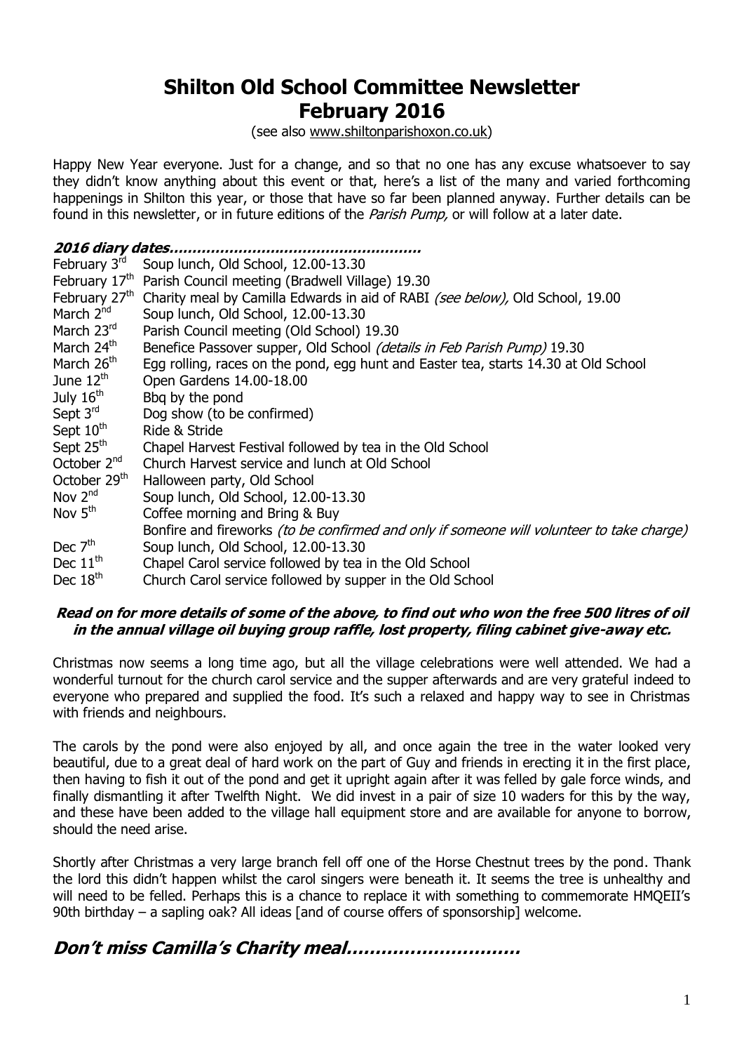# Shilton Old School Committee Newsletter February 2016

(see also www.shiltonparishoxon.co.uk)

Happy New Year everyone. Just for a change, and so that no one has any excuse whatsoever to say they didn't know anything about this event or that, here's a list of the many and varied forthcoming happenings in Shilton this year, or those that have so far been planned anyway. Further details can be found in this newsletter, or in future editions of the *Parish Pump,* or will follow at a later date.

***2016 diary dates………………………………………………***

| | |
|---|---|
| February 3rd | Soup lunch, Old School, 12.00-13.30 |
| February 17th | Parish Council meeting (Bradwell Village) 19.30 |
| February 27th | Charity meal by Camilla Edwards in aid of RABI *(see below),* Old School, 19.00 |
| March 2nd | Soup lunch, Old School, 12.00-13.30 |
| March 23rd | Parish Council meeting (Old School) 19.30 |
| March 24th | Benefice Passover supper, Old School *(details in Feb Parish Pump)* 19.30 |
| March 26th | Egg rolling, races on the pond, egg hunt and Easter tea, starts 14.30 at Old School |
| June 12th | Open Gardens 14.00-18.00 |
| July 16th | Bbq by the pond |
| Sept 3rd | Dog show (to be confirmed) |
| Sept 10th | Ride & Stride |
| Sept 25th | Chapel Harvest Festival followed by tea in the Old School |
| October 2nd | Church Harvest service and lunch at Old School |
| October 29th | Halloween party, Old School |
| Nov 2nd | Soup lunch, Old School, 12.00-13.30 |
| Nov 5th | Coffee morning and Bring & Buy |
| | Bonfire and fireworks *(to be confirmed and only if someone will volunteer to take charge)* |
| Dec 7th | Soup lunch, Old School, 12.00-13.30 |
| Dec 11th | Chapel Carol service followed by tea in the Old School |
| Dec 18th | Church Carol service followed by supper in the Old School |

***Read on for more details of some of the above, to find out who won the free 500 litres of oil in the annual village oil buying group raffle, lost property, filing cabinet give-away etc.***

Christmas now seems a long time ago, but all the village celebrations were well attended. We had a wonderful turnout for the church carol service and the supper afterwards and are very grateful indeed to everyone who prepared and supplied the food. It's such a relaxed and happy way to see in Christmas with friends and neighbours.

The carols by the pond were also enjoyed by all, and once again the tree in the water looked very beautiful, due to a great deal of hard work on the part of Guy and friends in erecting it in the first place, then having to fish it out of the pond and get it upright again after it was felled by gale force winds, and finally dismantling it after Twelfth Night. We did invest in a pair of size 10 waders for this by the way, and these have been added to the village hall equipment store and are available for anyone to borrow, should the need arise.

Shortly after Christmas a very large branch fell off one of the Horse Chestnut trees by the pond. Thank the lord this didn't happen whilst the carol singers were beneath it. It seems the tree is unhealthy and will need to be felled. Perhaps this is a chance to replace it with something to commemorate HMQEII's 90th birthday – a sapling oak? All ideas [and of course offers of sponsorship] welcome.

## *Don't miss Camilla's Charity meal…………………………*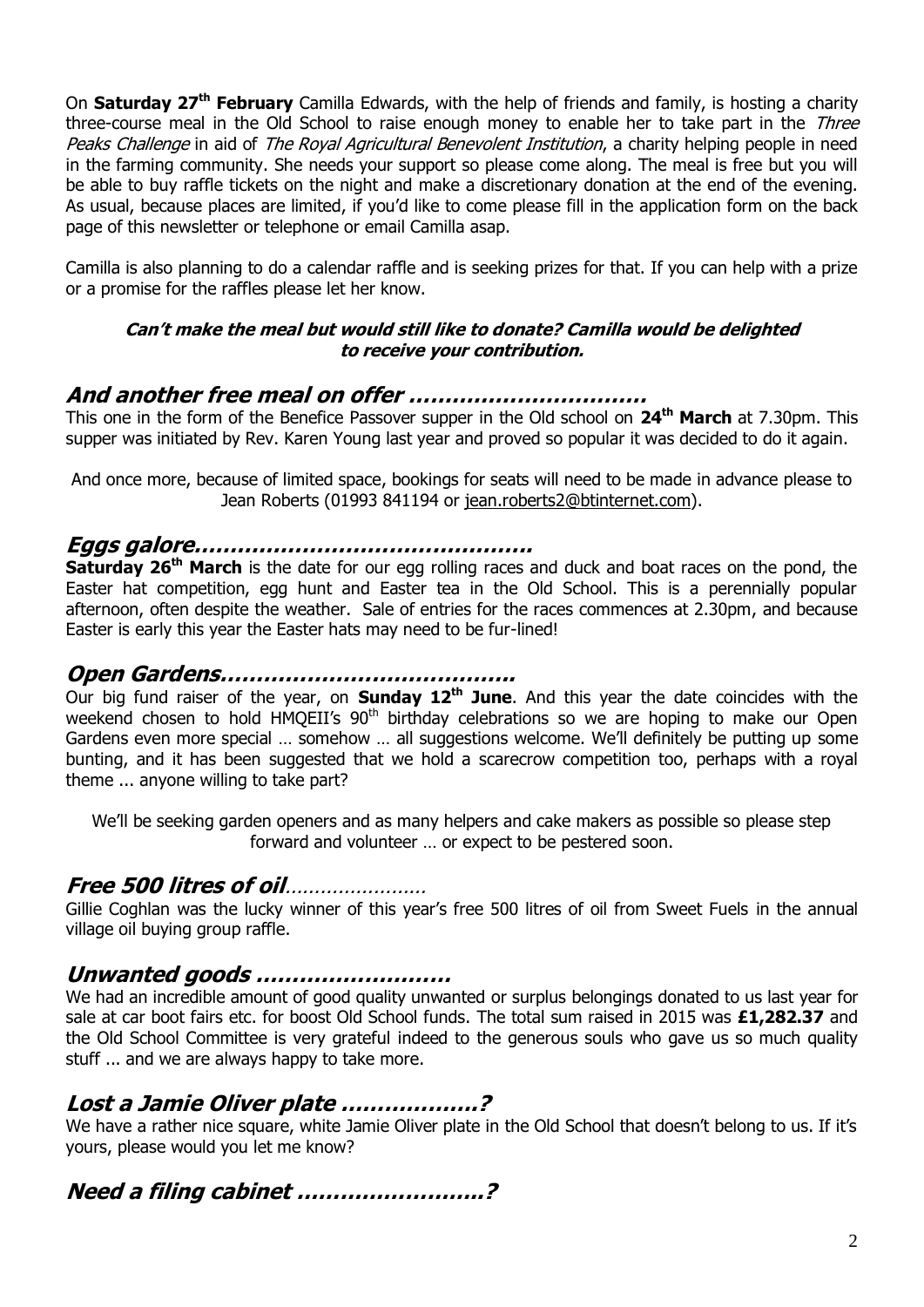On **Saturday 27th February** Camilla Edwards, with the help of friends and family, is hosting a charity three-course meal in the Old School to raise enough money to enable her to take part in the *Three Peaks Challenge* in aid of *The Royal Agricultural Benevolent Institution*, a charity helping people in need in the farming community. She needs your support so please come along. The meal is free but you will be able to buy raffle tickets on the night and make a discretionary donation at the end of the evening. As usual, because places are limited, if you'd like to come please fill in the application form on the back page of this newsletter or telephone or email Camilla asap.

Camilla is also planning to do a calendar raffle and is seeking prizes for that. If you can help with a prize or a promise for the raffles please let her know.

***Can't make the meal but would still like to donate? Camilla would be delighted to receive your contribution.***

## *And another free meal on offer …………………………..*

This one in the form of the Benefice Passover supper in the Old school on **24th March** at 7.30pm. This supper was initiated by Rev. Karen Young last year and proved so popular it was decided to do it again.

And once more, because of limited space, bookings for seats will need to be made in advance please to Jean Roberts (01993 841194 or jean.roberts2@btinternet.com).

## *Eggs galore……………………………………..*

**Saturday 26th March** is the date for our egg rolling races and duck and boat races on the pond, the Easter hat competition, egg hunt and Easter tea in the Old School. This is a perennially popular afternoon, often despite the weather. Sale of entries for the races commences at 2.30pm, and because Easter is early this year the Easter hats may need to be fur-lined!

## *Open Gardens…………………………………*

Our big fund raiser of the year, on **Sunday 12th June**. And this year the date coincides with the weekend chosen to hold HMQEII's 90th birthday celebrations so we are hoping to make our Open Gardens even more special … somehow … all suggestions welcome. We'll definitely be putting up some bunting, and it has been suggested that we hold a scarecrow competition too, perhaps with a royal theme ... anyone willing to take part?

We'll be seeking garden openers and as many helpers and cake makers as possible so please step forward and volunteer … or expect to be pestered soon.

## *Free 500 litres of oil……………………*

Gillie Coghlan was the lucky winner of this year's free 500 litres of oil from Sweet Fuels in the annual village oil buying group raffle.

## *Unwanted goods ………………………*

We had an incredible amount of good quality unwanted or surplus belongings donated to us last year for sale at car boot fairs etc. for boost Old School funds. The total sum raised in 2015 was **£1,282.37** and the Old School Committee is very grateful indeed to the generous souls who gave us so much quality stuff ... and we are always happy to take more.

## *Lost a Jamie Oliver plate ………………?*

We have a rather nice square, white Jamie Oliver plate in the Old School that doesn't belong to us. If it's yours, please would you let me know?

## *Need a filing cabinet ……………………?*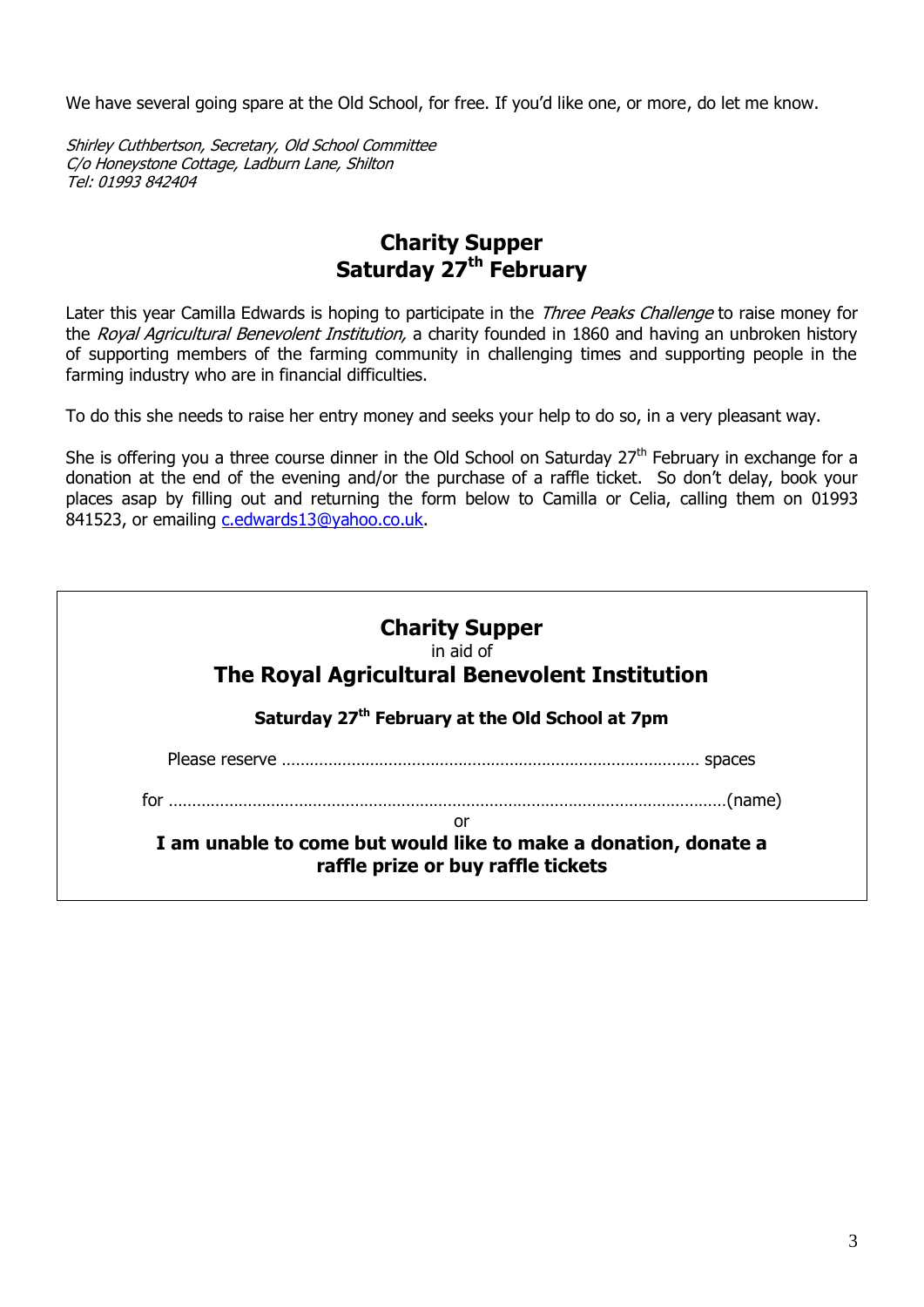We have several going spare at the Old School, for free. If you'd like one, or more, do let me know.

*Shirley Cuthbertson, Secretary, Old School Committee*
*C/o Honeystone Cottage, Ladburn Lane, Shilton*
*Tel: 01993 842404*

## Charity Supper
## Saturday 27th February

Later this year Camilla Edwards is hoping to participate in the *Three Peaks Challenge* to raise money for the *Royal Agricultural Benevolent Institution,* a charity founded in 1860 and having an unbroken history of supporting members of the farming community in challenging times and supporting people in the farming industry who are in financial difficulties.

To do this she needs to raise her entry money and seeks your help to do so, in a very pleasant way.

She is offering you a three course dinner in the Old School on Saturday 27th February in exchange for a donation at the end of the evening and/or the purchase of a raffle ticket. So don't delay, book your places asap by filling out and returning the form below to Camilla or Celia, calling them on 01993 841523, or emailing c.edwards13@yahoo.co.uk.

---

## Charity Supper

in aid of

## The Royal Agricultural Benevolent Institution

**Saturday 27th February at the Old School at 7pm**

Please reserve ……………………………………………………………………………… spaces

for ……………………………………………………………………………………………………(name)

or

**I am unable to come but would like to make a donation, donate a raffle prize or buy raffle tickets**